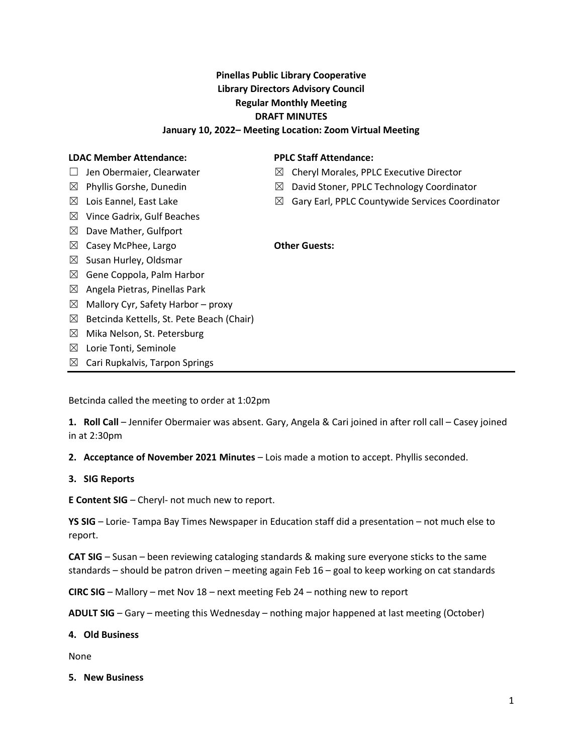**Pinellas Public Library Cooperative**
**Library Directors Advisory Council**
**Regular Monthly Meeting**
**DRAFT MINUTES**
**January 10, 2022– Meeting Location: Zoom Virtual Meeting**

**LDAC Member Attendance:**

- ☐ Jen Obermaier, Clearwater
- ☒ Phyllis Gorshe, Dunedin
- ☒ Lois Eannel, East Lake
- ☒ Vince Gadrix, Gulf Beaches
- ☒ Dave Mather, Gulfport
- ☒ Casey McPhee, Largo
- ☒ Susan Hurley, Oldsmar
- ☒ Gene Coppola, Palm Harbor
- ☒ Angela Pietras, Pinellas Park
- ☒ Mallory Cyr, Safety Harbor – proxy
- ☒ Betcinda Kettells, St. Pete Beach (Chair)
- ☒ Mika Nelson, St. Petersburg
- ☒ Lorie Tonti, Seminole
- ☒ Cari Rupkalvis, Tarpon Springs

**PPLC Staff Attendance:**

- ☒ Cheryl Morales, PPLC Executive Director
- ☒ David Stoner, PPLC Technology Coordinator
- ☒ Gary Earl, PPLC Countywide Services Coordinator

**Other Guests:**

---

Betcinda called the meeting to order at 1:02pm

**1. Roll Call** – Jennifer Obermaier was absent. Gary, Angela & Cari joined in after roll call – Casey joined in at 2:30pm

**2. Acceptance of November 2021 Minutes** – Lois made a motion to accept. Phyllis seconded.

**3. SIG Reports**

**E Content SIG** – Cheryl- not much new to report.

**YS SIG** – Lorie- Tampa Bay Times Newspaper in Education staff did a presentation – not much else to report.

**CAT SIG** – Susan – been reviewing cataloging standards & making sure everyone sticks to the same standards – should be patron driven – meeting again Feb 16 – goal to keep working on cat standards

**CIRC SIG** – Mallory – met Nov 18 – next meeting Feb 24 – nothing new to report

**ADULT SIG** – Gary – meeting this Wednesday – nothing major happened at last meeting (October)

**4. Old Business**

None

**5. New Business**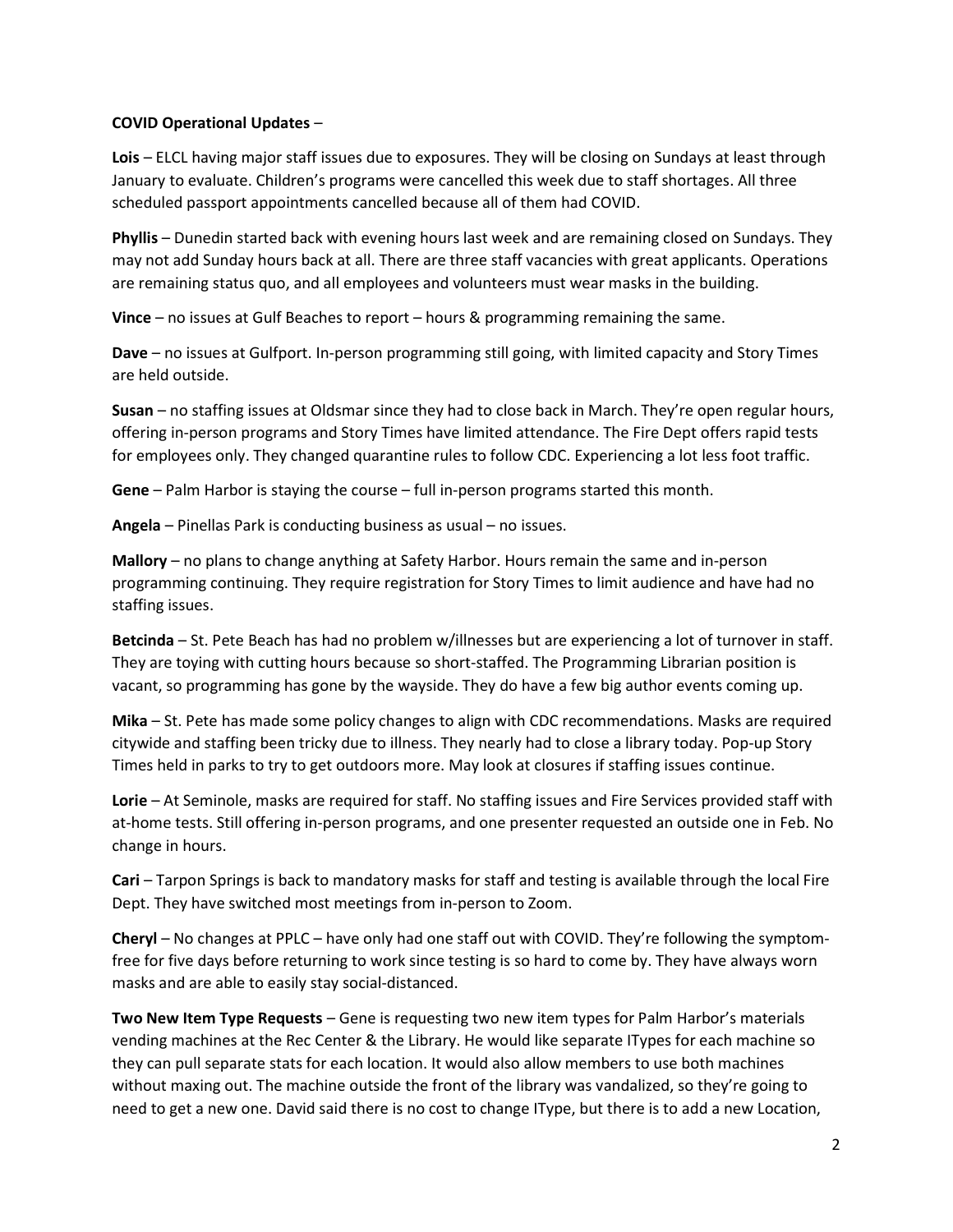**COVID Operational Updates** –

**Lois** – ELCL having major staff issues due to exposures. They will be closing on Sundays at least through January to evaluate. Children's programs were cancelled this week due to staff shortages. All three scheduled passport appointments cancelled because all of them had COVID.

**Phyllis** – Dunedin started back with evening hours last week and are remaining closed on Sundays. They may not add Sunday hours back at all. There are three staff vacancies with great applicants. Operations are remaining status quo, and all employees and volunteers must wear masks in the building.

**Vince** – no issues at Gulf Beaches to report – hours & programming remaining the same.

**Dave** – no issues at Gulfport. In-person programming still going, with limited capacity and Story Times are held outside.

**Susan** – no staffing issues at Oldsmar since they had to close back in March. They're open regular hours, offering in-person programs and Story Times have limited attendance. The Fire Dept offers rapid tests for employees only. They changed quarantine rules to follow CDC. Experiencing a lot less foot traffic.

**Gene** – Palm Harbor is staying the course – full in-person programs started this month.

**Angela** – Pinellas Park is conducting business as usual – no issues.

**Mallory** – no plans to change anything at Safety Harbor. Hours remain the same and in-person programming continuing. They require registration for Story Times to limit audience and have had no staffing issues.

**Betcinda** – St. Pete Beach has had no problem w/illnesses but are experiencing a lot of turnover in staff. They are toying with cutting hours because so short-staffed. The Programming Librarian position is vacant, so programming has gone by the wayside. They do have a few big author events coming up.

**Mika** – St. Pete has made some policy changes to align with CDC recommendations. Masks are required citywide and staffing been tricky due to illness. They nearly had to close a library today. Pop-up Story Times held in parks to try to get outdoors more. May look at closures if staffing issues continue.

**Lorie** – At Seminole, masks are required for staff. No staffing issues and Fire Services provided staff with at-home tests. Still offering in-person programs, and one presenter requested an outside one in Feb. No change in hours.

**Cari** – Tarpon Springs is back to mandatory masks for staff and testing is available through the local Fire Dept. They have switched most meetings from in-person to Zoom.

**Cheryl** – No changes at PPLC – have only had one staff out with COVID. They're following the symptom-free for five days before returning to work since testing is so hard to come by. They have always worn masks and are able to easily stay social-distanced.

**Two New Item Type Requests** – Gene is requesting two new item types for Palm Harbor's materials vending machines at the Rec Center & the Library. He would like separate ITypes for each machine so they can pull separate stats for each location. It would also allow members to use both machines without maxing out. The machine outside the front of the library was vandalized, so they're going to need to get a new one. David said there is no cost to change IType, but there is to add a new Location,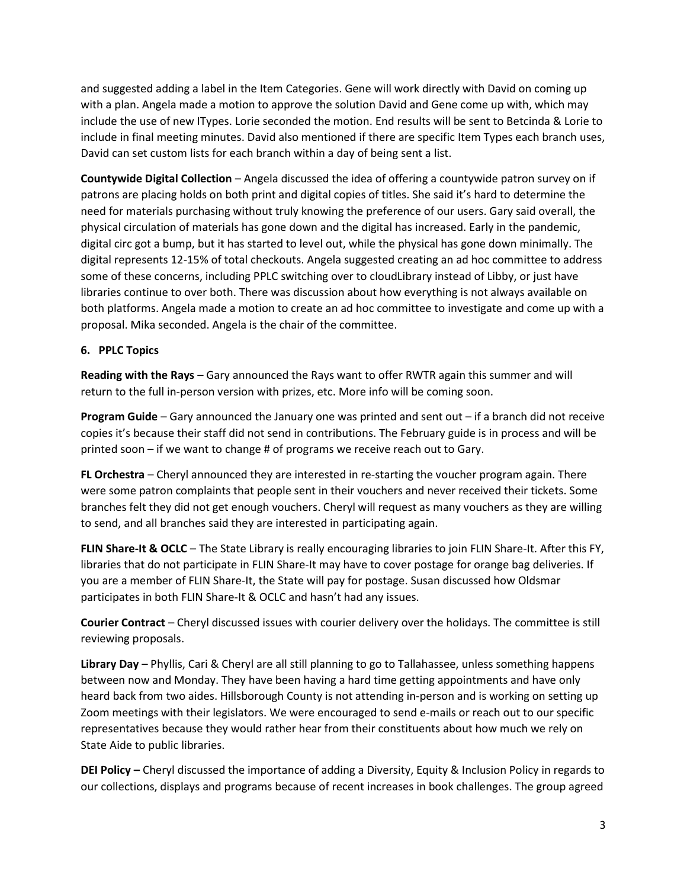and suggested adding a label in the Item Categories. Gene will work directly with David on coming up with a plan. Angela made a motion to approve the solution David and Gene come up with, which may include the use of new ITypes. Lorie seconded the motion. End results will be sent to Betcinda & Lorie to include in final meeting minutes. David also mentioned if there are specific Item Types each branch uses, David can set custom lists for each branch within a day of being sent a list.

**Countywide Digital Collection** – Angela discussed the idea of offering a countywide patron survey on if patrons are placing holds on both print and digital copies of titles. She said it's hard to determine the need for materials purchasing without truly knowing the preference of our users. Gary said overall, the physical circulation of materials has gone down and the digital has increased. Early in the pandemic, digital circ got a bump, but it has started to level out, while the physical has gone down minimally. The digital represents 12-15% of total checkouts. Angela suggested creating an ad hoc committee to address some of these concerns, including PPLC switching over to cloudLibrary instead of Libby, or just have libraries continue to over both. There was discussion about how everything is not always available on both platforms. Angela made a motion to create an ad hoc committee to investigate and come up with a proposal. Mika seconded. Angela is the chair of the committee.

**6. PPLC Topics**

**Reading with the Rays** – Gary announced the Rays want to offer RWTR again this summer and will return to the full in-person version with prizes, etc. More info will be coming soon.

**Program Guide** – Gary announced the January one was printed and sent out – if a branch did not receive copies it's because their staff did not send in contributions. The February guide is in process and will be printed soon – if we want to change # of programs we receive reach out to Gary.

**FL Orchestra** – Cheryl announced they are interested in re-starting the voucher program again. There were some patron complaints that people sent in their vouchers and never received their tickets. Some branches felt they did not get enough vouchers. Cheryl will request as many vouchers as they are willing to send, and all branches said they are interested in participating again.

**FLIN Share-It & OCLC** – The State Library is really encouraging libraries to join FLIN Share-It. After this FY, libraries that do not participate in FLIN Share-It may have to cover postage for orange bag deliveries. If you are a member of FLIN Share-It, the State will pay for postage. Susan discussed how Oldsmar participates in both FLIN Share-It & OCLC and hasn't had any issues.

**Courier Contract** – Cheryl discussed issues with courier delivery over the holidays. The committee is still reviewing proposals.

**Library Day** – Phyllis, Cari & Cheryl are all still planning to go to Tallahassee, unless something happens between now and Monday. They have been having a hard time getting appointments and have only heard back from two aides. Hillsborough County is not attending in-person and is working on setting up Zoom meetings with their legislators. We were encouraged to send e-mails or reach out to our specific representatives because they would rather hear from their constituents about how much we rely on State Aide to public libraries.

**DEI Policy –** Cheryl discussed the importance of adding a Diversity, Equity & Inclusion Policy in regards to our collections, displays and programs because of recent increases in book challenges. The group agreed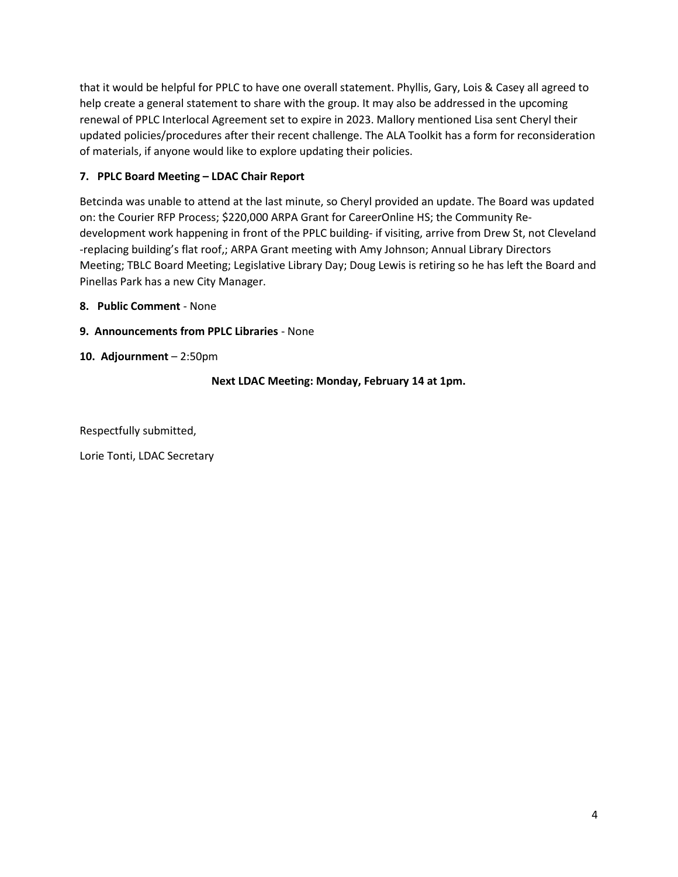that it would be helpful for PPLC to have one overall statement. Phyllis, Gary, Lois & Casey all agreed to help create a general statement to share with the group. It may also be addressed in the upcoming renewal of PPLC Interlocal Agreement set to expire in 2023. Mallory mentioned Lisa sent Cheryl their updated policies/procedures after their recent challenge. The ALA Toolkit has a form for reconsideration of materials, if anyone would like to explore updating their policies.

**7. PPLC Board Meeting – LDAC Chair Report**

Betcinda was unable to attend at the last minute, so Cheryl provided an update. The Board was updated on: the Courier RFP Process; $220,000 ARPA Grant for CareerOnline HS; the Community Re-development work happening in front of the PPLC building- if visiting, arrive from Drew St, not Cleveland -replacing building's flat roof,; ARPA Grant meeting with Amy Johnson; Annual Library Directors Meeting; TBLC Board Meeting; Legislative Library Day; Doug Lewis is retiring so he has left the Board and Pinellas Park has a new City Manager.

**8. Public Comment** - None

**9. Announcements from PPLC Libraries** - None

**10. Adjournment** – 2:50pm

**Next LDAC Meeting: Monday, February 14 at 1pm.**

Respectfully submitted,

Lorie Tonti, LDAC Secretary